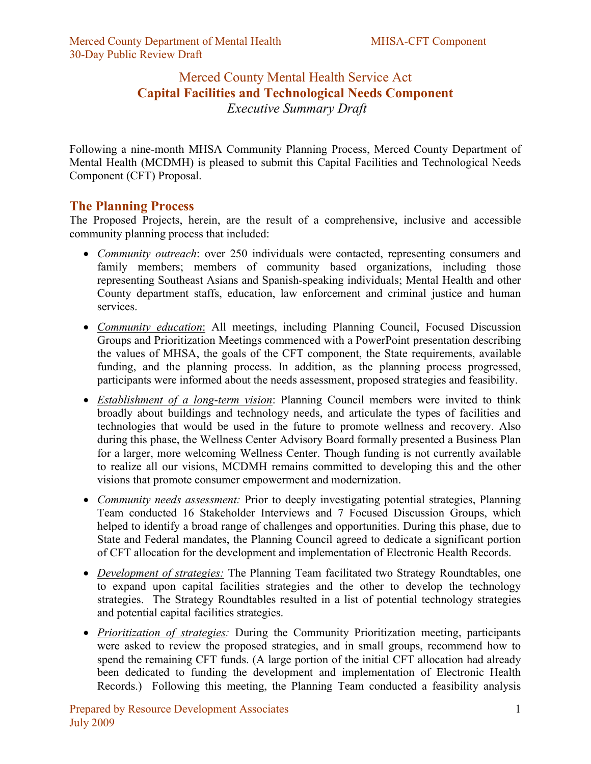# Merced County Mental Health Service Act
## **Capital Facilities and Technological Needs Component**
*Executive Summary Draft*

Following a nine-month MHSA Community Planning Process, Merced County Department of Mental Health (MCDMH) is pleased to submit this Capital Facilities and Technological Needs Component (CFT) Proposal.

## The Planning Process

The Proposed Projects, herein, are the result of a comprehensive, inclusive and accessible community planning process that included:

- *Community outreach*: over 250 individuals were contacted, representing consumers and family members; members of community based organizations, including those representing Southeast Asians and Spanish-speaking individuals; Mental Health and other County department staffs, education, law enforcement and criminal justice and human services.
- *Community education*: All meetings, including Planning Council, Focused Discussion Groups and Prioritization Meetings commenced with a PowerPoint presentation describing the values of MHSA, the goals of the CFT component, the State requirements, available funding, and the planning process. In addition, as the planning process progressed, participants were informed about the needs assessment, proposed strategies and feasibility.
- *Establishment of a long-term vision*: Planning Council members were invited to think broadly about buildings and technology needs, and articulate the types of facilities and technologies that would be used in the future to promote wellness and recovery. Also during this phase, the Wellness Center Advisory Board formally presented a Business Plan for a larger, more welcoming Wellness Center. Though funding is not currently available to realize all our visions, MCDMH remains committed to developing this and the other visions that promote consumer empowerment and modernization.
- *Community needs assessment:* Prior to deeply investigating potential strategies, Planning Team conducted 16 Stakeholder Interviews and 7 Focused Discussion Groups, which helped to identify a broad range of challenges and opportunities. During this phase, due to State and Federal mandates, the Planning Council agreed to dedicate a significant portion of CFT allocation for the development and implementation of Electronic Health Records.
- *Development of strategies:* The Planning Team facilitated two Strategy Roundtables, one to expand upon capital facilities strategies and the other to develop the technology strategies. The Strategy Roundtables resulted in a list of potential technology strategies and potential capital facilities strategies.
- *Prioritization of strategies:* During the Community Prioritization meeting, participants were asked to review the proposed strategies, and in small groups, recommend how to spend the remaining CFT funds. (A large portion of the initial CFT allocation had already been dedicated to funding the development and implementation of Electronic Health Records.) Following this meeting, the Planning Team conducted a feasibility analysis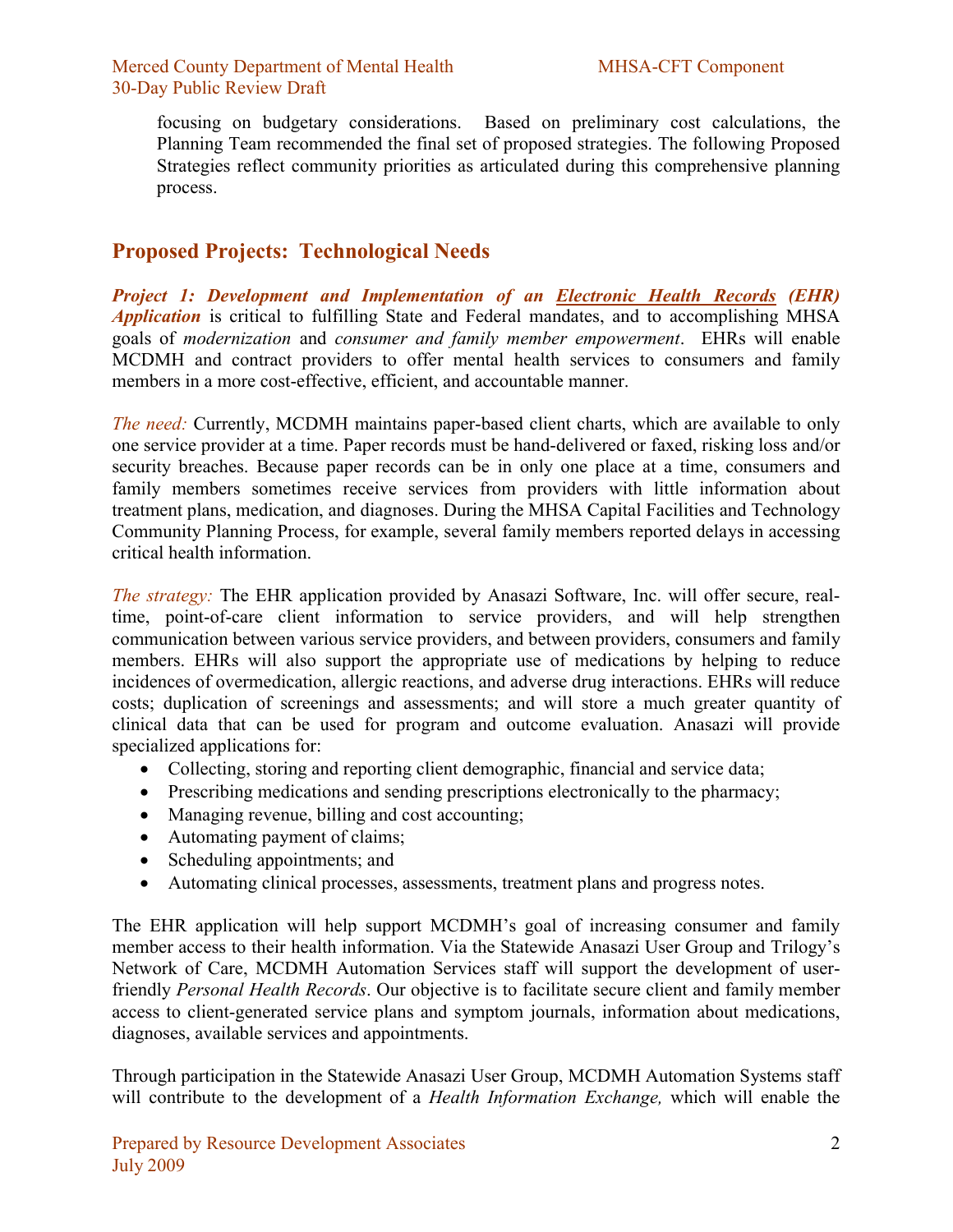focusing on budgetary considerations. Based on preliminary cost calculations, the Planning Team recommended the final set of proposed strategies. The following Proposed Strategies reflect community priorities as articulated during this comprehensive planning process.

## Proposed Projects: Technological Needs

***Project 1: Development and Implementation of an Electronic Health Records (EHR) Application*** is critical to fulfilling State and Federal mandates, and to accomplishing MHSA goals of *modernization* and *consumer and family member empowerment*. EHRs will enable MCDMH and contract providers to offer mental health services to consumers and family members in a more cost-effective, efficient, and accountable manner.

*The need:* Currently, MCDMH maintains paper-based client charts, which are available to only one service provider at a time. Paper records must be hand-delivered or faxed, risking loss and/or security breaches. Because paper records can be in only one place at a time, consumers and family members sometimes receive services from providers with little information about treatment plans, medication, and diagnoses. During the MHSA Capital Facilities and Technology Community Planning Process, for example, several family members reported delays in accessing critical health information.

*The strategy:* The EHR application provided by Anasazi Software, Inc. will offer secure, real-time, point-of-care client information to service providers, and will help strengthen communication between various service providers, and between providers, consumers and family members. EHRs will also support the appropriate use of medications by helping to reduce incidences of overmedication, allergic reactions, and adverse drug interactions. EHRs will reduce costs; duplication of screenings and assessments; and will store a much greater quantity of clinical data that can be used for program and outcome evaluation. Anasazi will provide specialized applications for:

- Collecting, storing and reporting client demographic, financial and service data;
- Prescribing medications and sending prescriptions electronically to the pharmacy;
- Managing revenue, billing and cost accounting;
- Automating payment of claims;
- Scheduling appointments; and
- Automating clinical processes, assessments, treatment plans and progress notes.

The EHR application will help support MCDMH's goal of increasing consumer and family member access to their health information. Via the Statewide Anasazi User Group and Trilogy's Network of Care, MCDMH Automation Services staff will support the development of user-friendly *Personal Health Records*. Our objective is to facilitate secure client and family member access to client-generated service plans and symptom journals, information about medications, diagnoses, available services and appointments.

Through participation in the Statewide Anasazi User Group, MCDMH Automation Systems staff will contribute to the development of a *Health Information Exchange,* which will enable the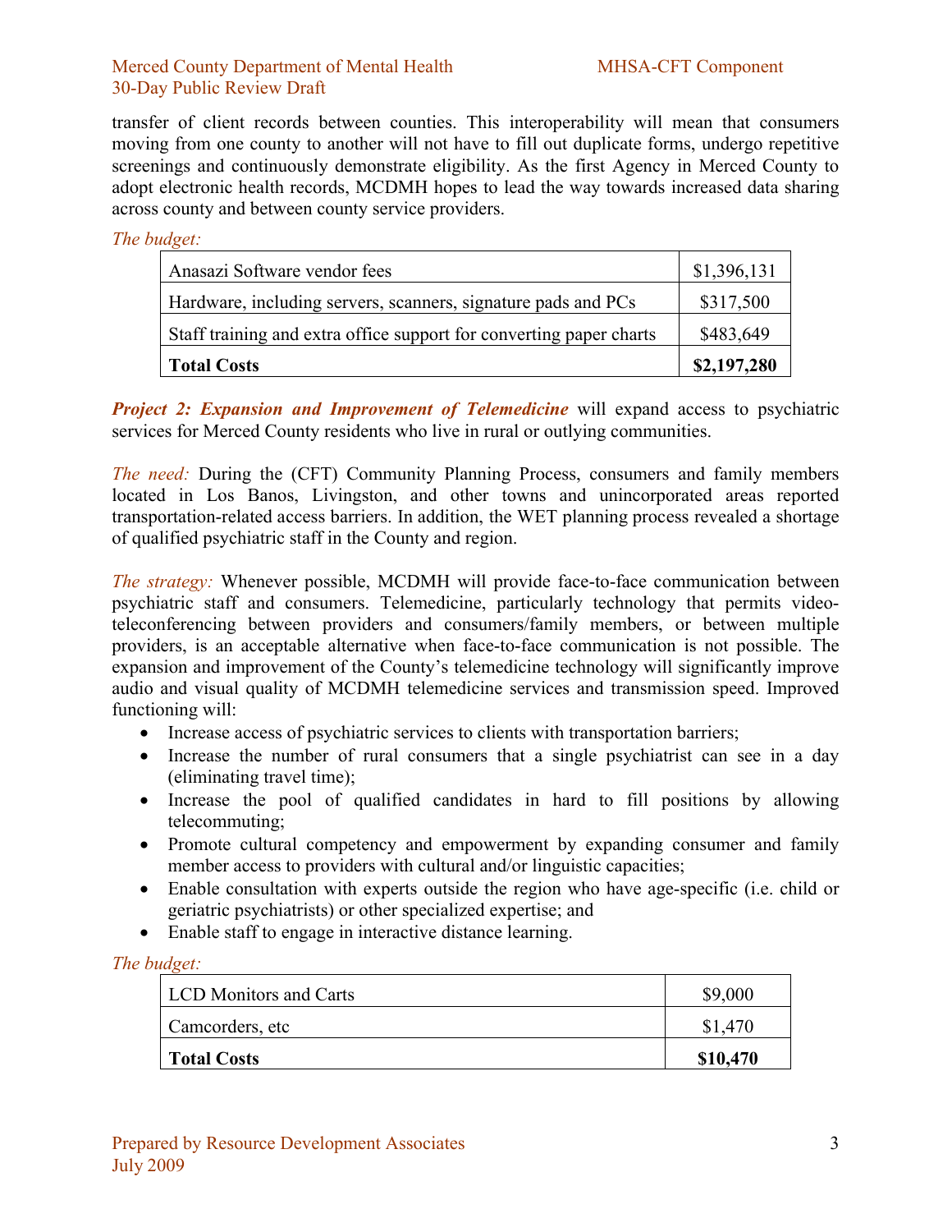transfer of client records between counties. This interoperability will mean that consumers moving from one county to another will not have to fill out duplicate forms, undergo repetitive screenings and continuously demonstrate eligibility. As the first Agency in Merced County to adopt electronic health records, MCDMH hopes to lead the way towards increased data sharing across county and between county service providers.

*The budget:*

| Item | Cost |
|---|---|
| Anasazi Software vendor fees | $1,396,131 |
| Hardware, including servers, scanners, signature pads and PCs | $317,500 |
| Staff training and extra office support for converting paper charts | $483,649 |
| **Total Costs** | **$2,197,280** |

***Project 2: Expansion and Improvement of Telemedicine*** will expand access to psychiatric services for Merced County residents who live in rural or outlying communities.

*The need:* During the (CFT) Community Planning Process, consumers and family members located in Los Banos, Livingston, and other towns and unincorporated areas reported transportation-related access barriers. In addition, the WET planning process revealed a shortage of qualified psychiatric staff in the County and region.

*The strategy:* Whenever possible, MCDMH will provide face-to-face communication between psychiatric staff and consumers. Telemedicine, particularly technology that permits video-teleconferencing between providers and consumers/family members, or between multiple providers, is an acceptable alternative when face-to-face communication is not possible. The expansion and improvement of the County's telemedicine technology will significantly improve audio and visual quality of MCDMH telemedicine services and transmission speed. Improved functioning will:

- Increase access of psychiatric services to clients with transportation barriers;
- Increase the number of rural consumers that a single psychiatrist can see in a day (eliminating travel time);
- Increase the pool of qualified candidates in hard to fill positions by allowing telecommuting;
- Promote cultural competency and empowerment by expanding consumer and family member access to providers with cultural and/or linguistic capacities;
- Enable consultation with experts outside the region who have age-specific (i.e. child or geriatric psychiatrists) or other specialized expertise; and
- Enable staff to engage in interactive distance learning.

*The budget:*

| Item | Cost |
|---|---|
| LCD Monitors and Carts | $9,000 |
| Camcorders, etc | $1,470 |
| **Total Costs** | **$10,470** |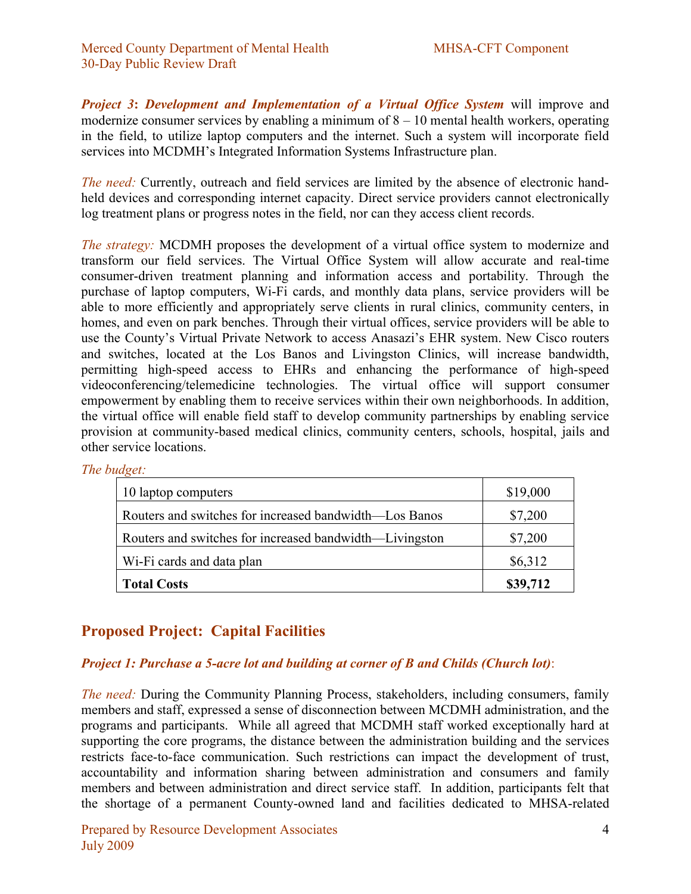***Project 3*: *Development and Implementation of a Virtual Office System*** will improve and modernize consumer services by enabling a minimum of 8 – 10 mental health workers, operating in the field, to utilize laptop computers and the internet. Such a system will incorporate field services into MCDMH's Integrated Information Systems Infrastructure plan.

*The need:* Currently, outreach and field services are limited by the absence of electronic hand-held devices and corresponding internet capacity. Direct service providers cannot electronically log treatment plans or progress notes in the field, nor can they access client records.

*The strategy:* MCDMH proposes the development of a virtual office system to modernize and transform our field services. The Virtual Office System will allow accurate and real-time consumer-driven treatment planning and information access and portability. Through the purchase of laptop computers, Wi-Fi cards, and monthly data plans, service providers will be able to more efficiently and appropriately serve clients in rural clinics, community centers, in homes, and even on park benches. Through their virtual offices, service providers will be able to use the County's Virtual Private Network to access Anasazi's EHR system. New Cisco routers and switches, located at the Los Banos and Livingston Clinics, will increase bandwidth, permitting high-speed access to EHRs and enhancing the performance of high-speed videoconferencing/telemedicine technologies. The virtual office will support consumer empowerment by enabling them to receive services within their own neighborhoods. In addition, the virtual office will enable field staff to develop community partnerships by enabling service provision at community-based medical clinics, community centers, schools, hospital, jails and other service locations.

*The budget:*

| | |
|---|---|
| 10 laptop computers | $19,000 |
| Routers and switches for increased bandwidth—Los Banos | $7,200 |
| Routers and switches for increased bandwidth—Livingston | $7,200 |
| Wi-Fi cards and data plan | $6,312 |
| **Total Costs** | **$39,712** |

## Proposed Project: Capital Facilities

***Project 1: Purchase a 5-acre lot and building at corner of B and Childs (Church lot)***:

*The need:* During the Community Planning Process, stakeholders, including consumers, family members and staff, expressed a sense of disconnection between MCDMH administration, and the programs and participants. While all agreed that MCDMH staff worked exceptionally hard at supporting the core programs, the distance between the administration building and the services restricts face-to-face communication. Such restrictions can impact the development of trust, accountability and information sharing between administration and consumers and family members and between administration and direct service staff. In addition, participants felt that the shortage of a permanent County-owned land and facilities dedicated to MHSA-related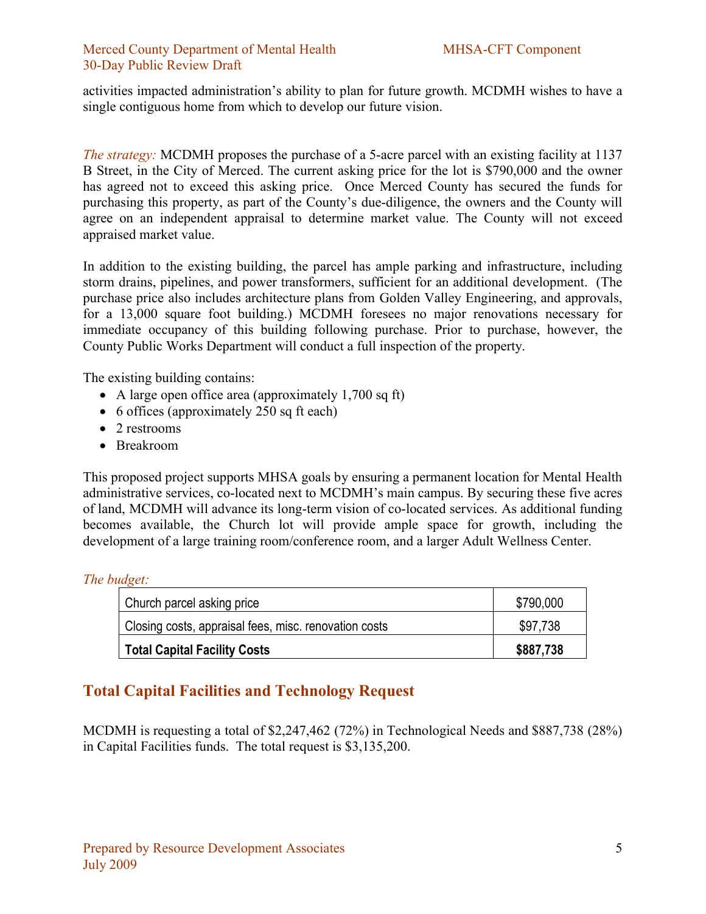activities impacted administration's ability to plan for future growth. MCDMH wishes to have a single contiguous home from which to develop our future vision.

*The strategy:* MCDMH proposes the purchase of a 5-acre parcel with an existing facility at 1137 B Street, in the City of Merced. The current asking price for the lot is $790,000 and the owner has agreed not to exceed this asking price. Once Merced County has secured the funds for purchasing this property, as part of the County's due-diligence, the owners and the County will agree on an independent appraisal to determine market value. The County will not exceed appraised market value.

In addition to the existing building, the parcel has ample parking and infrastructure, including storm drains, pipelines, and power transformers, sufficient for an additional development. (The purchase price also includes architecture plans from Golden Valley Engineering, and approvals, for a 13,000 square foot building.) MCDMH foresees no major renovations necessary for immediate occupancy of this building following purchase. Prior to purchase, however, the County Public Works Department will conduct a full inspection of the property.

The existing building contains:

- A large open office area (approximately 1,700 sq ft)
- 6 offices (approximately 250 sq ft each)
- 2 restrooms
- Breakroom

This proposed project supports MHSA goals by ensuring a permanent location for Mental Health administrative services, co-located next to MCDMH's main campus. By securing these five acres of land, MCDMH will advance its long-term vision of co-located services. As additional funding becomes available, the Church lot will provide ample space for growth, including the development of a large training room/conference room, and a larger Adult Wellness Center.

*The budget:*

| | |
|---|---|
| Church parcel asking price | $790,000 |
| Closing costs, appraisal fees, misc. renovation costs | $97,738 |
| **Total Capital Facility Costs** | **$887,738** |

## Total Capital Facilities and Technology Request

MCDMH is requesting a total of $2,247,462 (72%) in Technological Needs and $887,738 (28%) in Capital Facilities funds. The total request is $3,135,200.